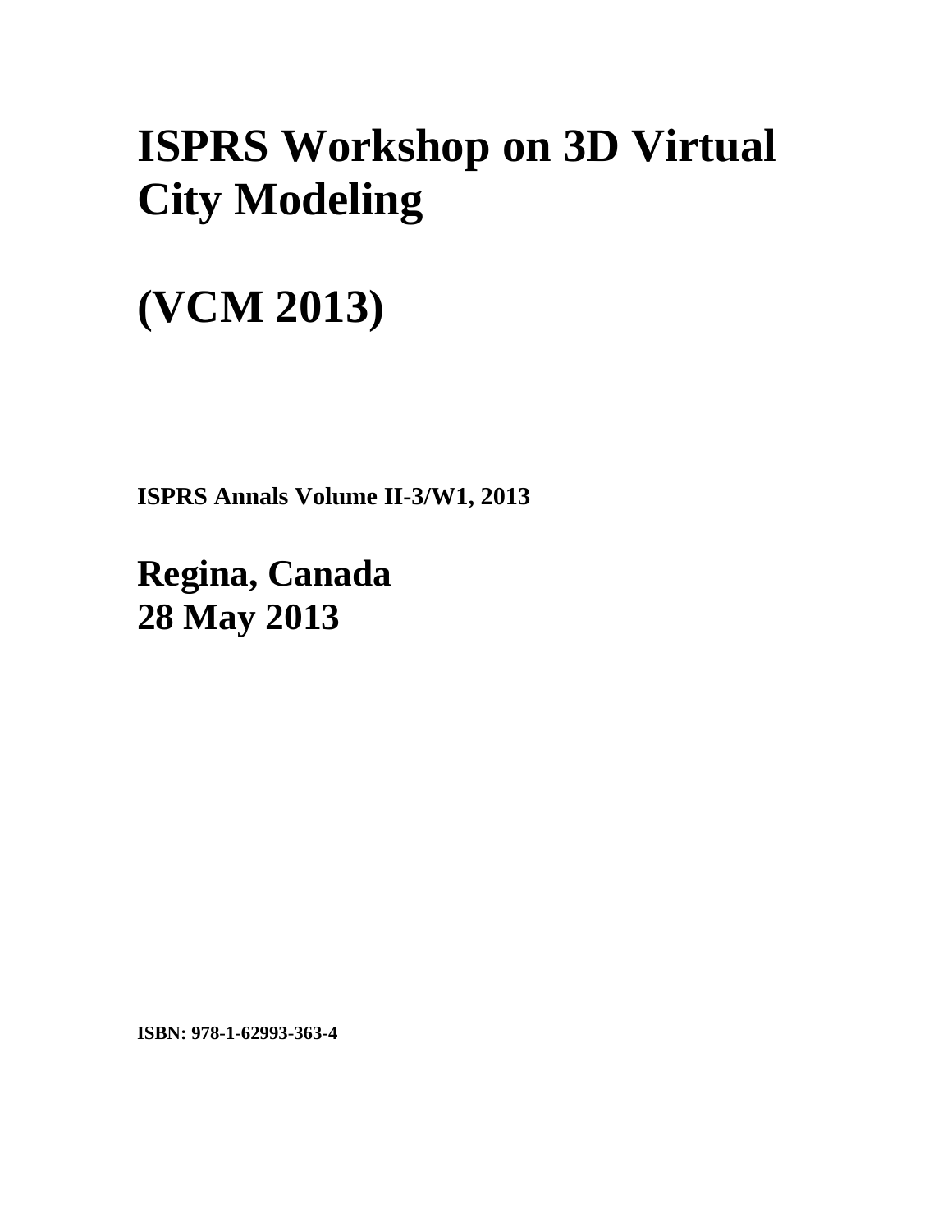# ISPRS Workshop on 3D Virtual City Modeling

# (VCM 2013)

**ISPRS Annals Volume II-3/W1, 2013**

## Regina, Canada
## 28 May 2013

**ISBN: 978-1-62993-363-4**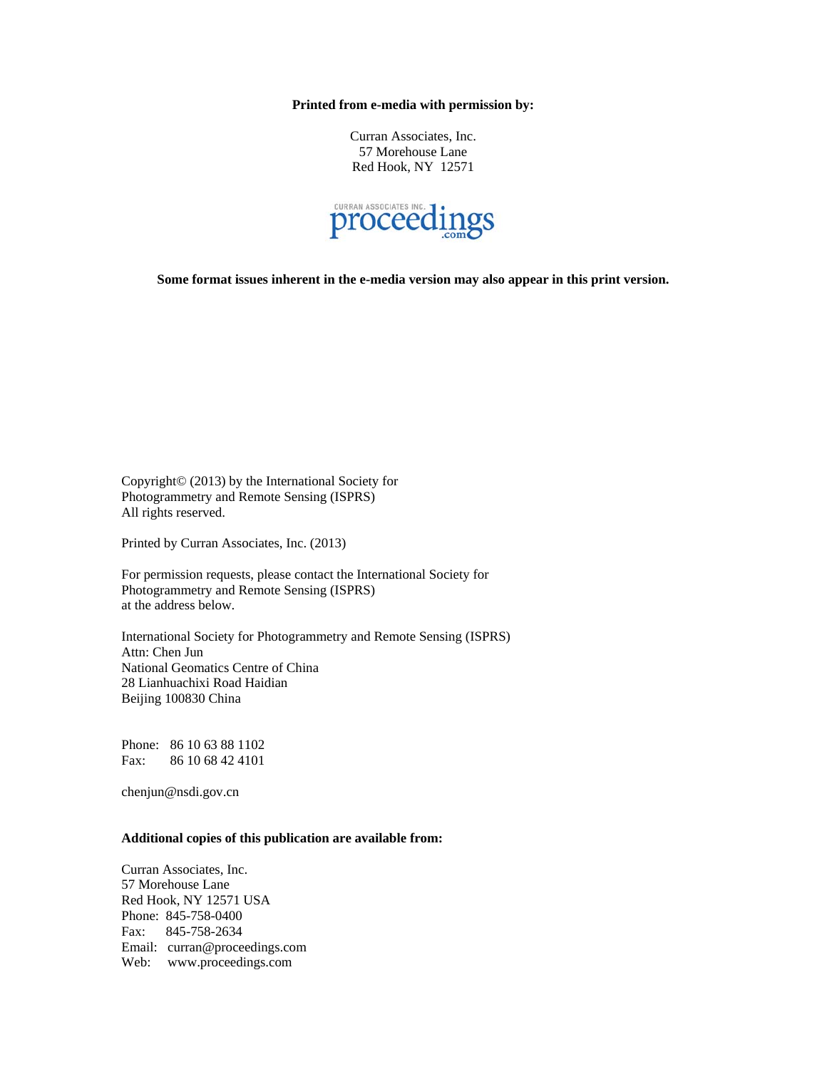**Printed from e-media with permission by:**

Curran Associates, Inc.
57 Morehouse Lane
Red Hook, NY 12571

**Some format issues inherent in the e-media version may also appear in this print version.**

Copyright© (2013) by the International Society for Photogrammetry and Remote Sensing (ISPRS)
All rights reserved.

Printed by Curran Associates, Inc. (2013)

For permission requests, please contact the International Society for Photogrammetry and Remote Sensing (ISPRS)
at the address below.

International Society for Photogrammetry and Remote Sensing (ISPRS)
Attn: Chen Jun
National Geomatics Centre of China
28 Lianhuachixi Road Haidian
Beijing 100830 China

Phone: 86 10 63 88 1102
Fax: 86 10 68 42 4101

chenjun@nsdi.gov.cn

**Additional copies of this publication are available from:**

Curran Associates, Inc.
57 Morehouse Lane
Red Hook, NY 12571 USA
Phone: 845-758-0400
Fax: 845-758-2634
Email: curran@proceedings.com
Web: www.proceedings.com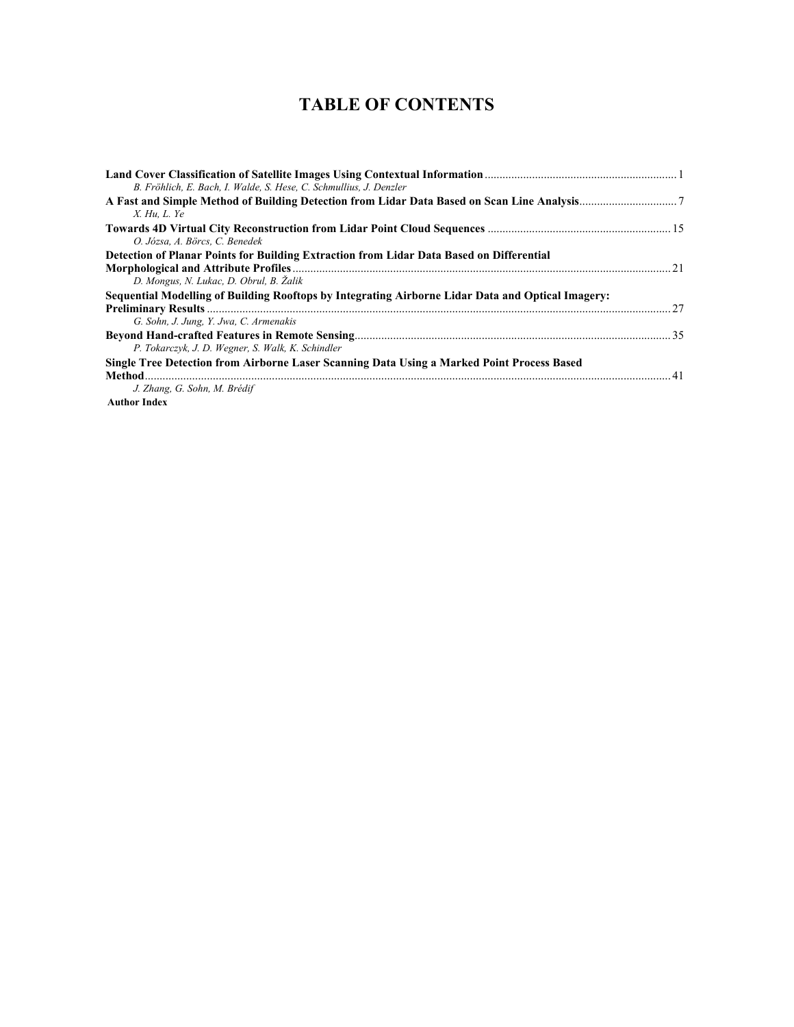# TABLE OF CONTENTS

**Land Cover Classification of Satellite Images Using Contextual Information** ................................................................ 1
*B. Fröhlich, E. Bach, I. Walde, S. Hese, C. Schmullius, J. Denzler*

**A Fast and Simple Method of Building Detection from Lidar Data Based on Scan Line Analysis** ................................ 7
*X. Hu, L. Ye*

**Towards 4D Virtual City Reconstruction from Lidar Point Cloud Sequences** ............................................................. 15
*O. Józsa, A. Börcs, C. Benedek*

**Detection of Planar Points for Building Extraction from Lidar Data Based on Differential Morphological and Attribute Profiles** ................................................................................................................................ 21
*D. Mongus, N. Lukac, D. Obrul, B. Žalik*

**Sequential Modelling of Building Rooftops by Integrating Airborne Lidar Data and Optical Imagery: Preliminary Results** ................................................................................................................................................ 27
*G. Sohn, J. Jung, Y. Jwa, C. Armenakis*

**Beyond Hand-crafted Features in Remote Sensing** ......................................................................................................... 35
*P. Tokarczyk, J. D. Wegner, S. Walk, K. Schindler*

**Single Tree Detection from Airborne Laser Scanning Data Using a Marked Point Process Based Method** ............................................................................................................................................................... 41
*J. Zhang, G. Sohn, M. Brédif*

**Author Index**